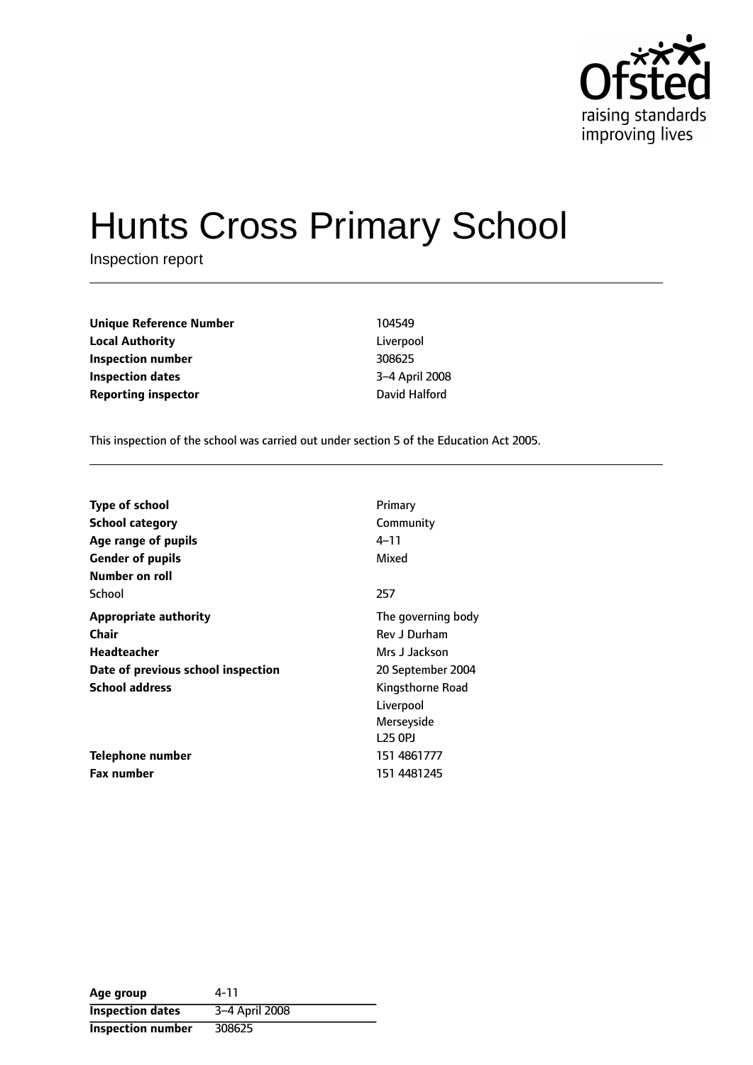# Hunts Cross Primary School

Inspection report

| | |
|---|---|
| **Unique Reference Number** | 104549 |
| **Local Authority** | Liverpool |
| **Inspection number** | 308625 |
| **Inspection dates** | 3–4 April 2008 |
| **Reporting inspector** | David Halford |

This inspection of the school was carried out under section 5 of the Education Act 2005.

| | |
|---|---|
| **Type of school** | Primary |
| **School category** | Community |
| **Age range of pupils** | 4–11 |
| **Gender of pupils** | Mixed |
| **Number on roll** | |
| School | 257 |
| **Appropriate authority** | The governing body |
| **Chair** | Rev J Durham |
| **Headteacher** | Mrs J Jackson |
| **Date of previous school inspection** | 20 September 2004 |
| **School address** | Kingsthorne Road<br>Liverpool<br>Merseyside<br>L25 0PJ |
| **Telephone number** | 151 4861777 |
| **Fax number** | 151 4481245 |

| | |
|---|---|
| **Age group** | 4-11 |
| **Inspection dates** | 3–4 April 2008 |
| **Inspection number** | 308625 |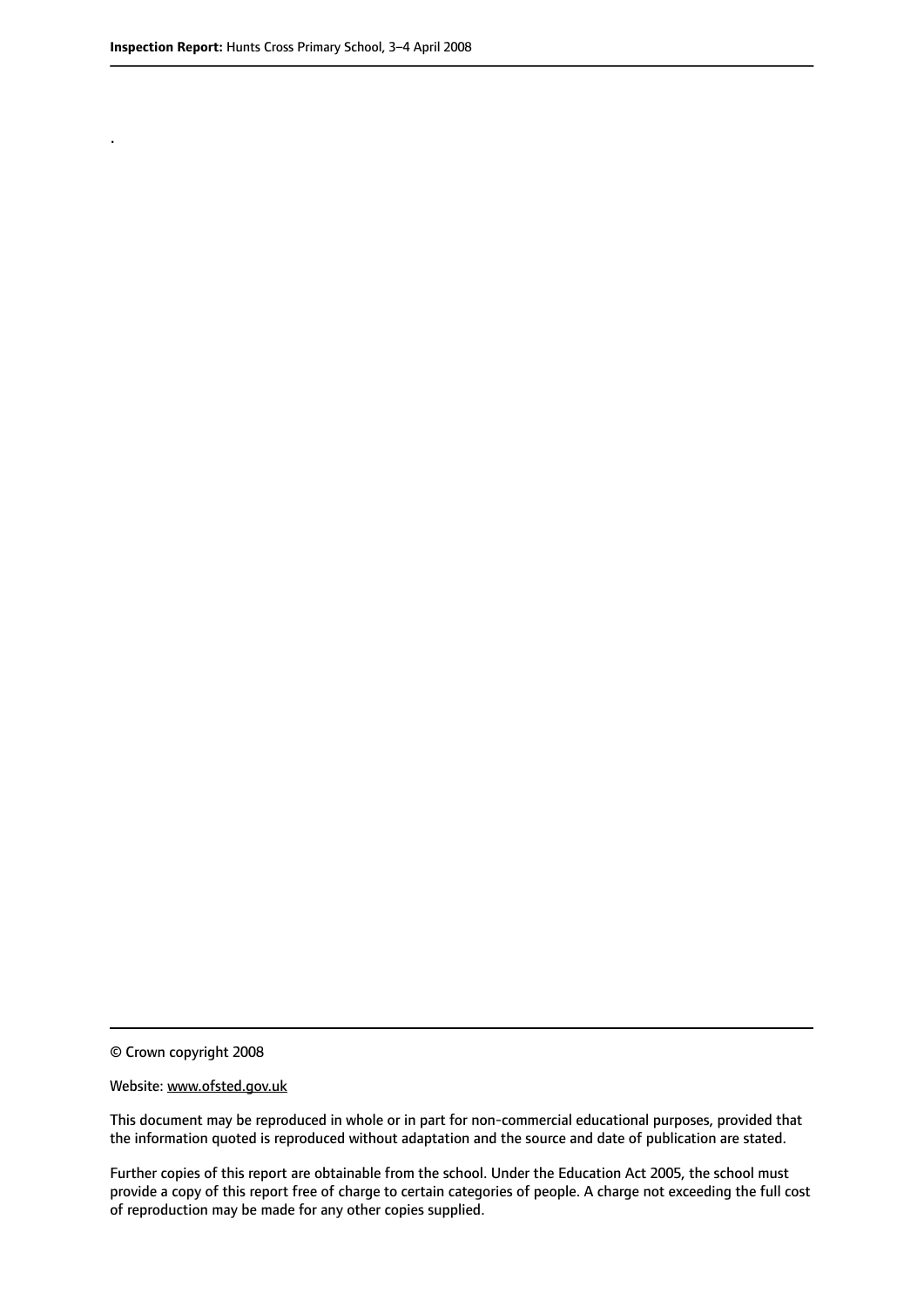.

© Crown copyright 2008

Website: www.ofsted.gov.uk

This document may be reproduced in whole or in part for non-commercial educational purposes, provided that the information quoted is reproduced without adaptation and the source and date of publication are stated.

Further copies of this report are obtainable from the school. Under the Education Act 2005, the school must provide a copy of this report free of charge to certain categories of people. A charge not exceeding the full cost of reproduction may be made for any other copies supplied.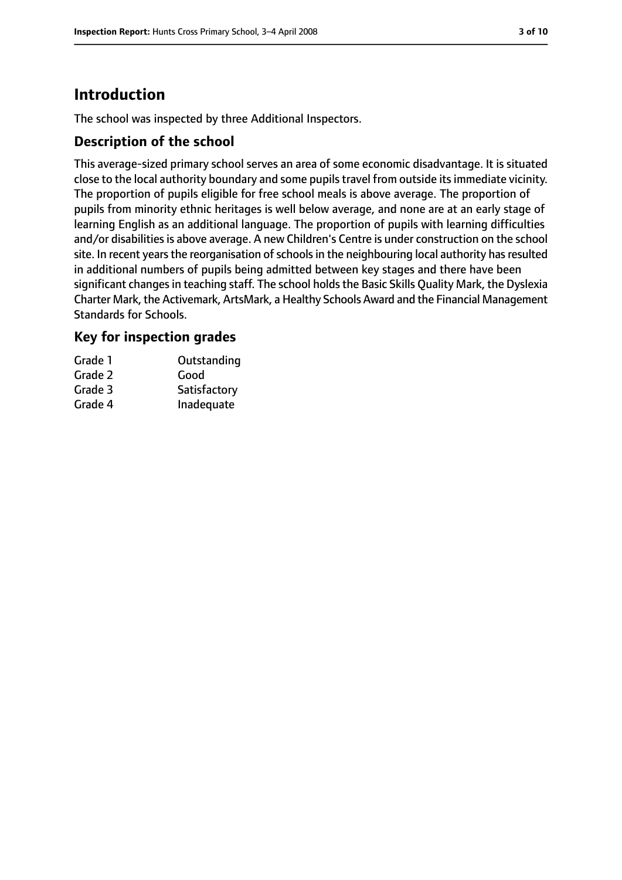# Introduction

The school was inspected by three Additional Inspectors.

## Description of the school

This average-sized primary school serves an area of some economic disadvantage. It is situated close to the local authority boundary and some pupils travel from outside its immediate vicinity. The proportion of pupils eligible for free school meals is above average. The proportion of pupils from minority ethnic heritages is well below average, and none are at an early stage of learning English as an additional language. The proportion of pupils with learning difficulties and/or disabilities is above average. A new Children's Centre is under construction on the school site. In recent years the reorganisation of schools in the neighbouring local authority has resulted in additional numbers of pupils being admitted between key stages and there have been significant changes in teaching staff. The school holds the Basic Skills Quality Mark, the Dyslexia Charter Mark, the Activemark, ArtsMark, a Healthy Schools Award and the Financial Management Standards for Schools.

## Key for inspection grades

| | |
|---|---|
| Grade 1 | Outstanding |
| Grade 2 | Good |
| Grade 3 | Satisfactory |
| Grade 4 | Inadequate |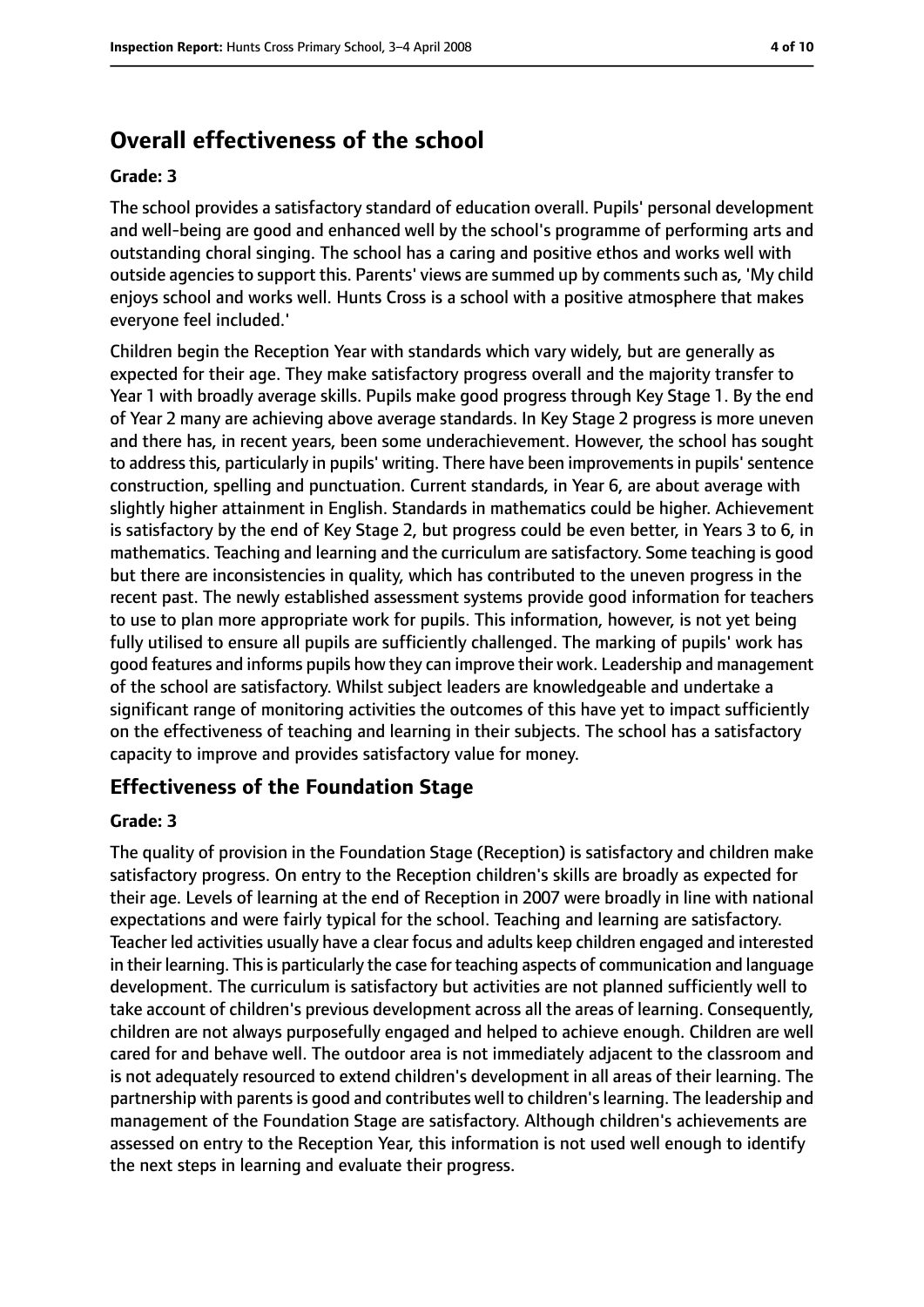## Overall effectiveness of the school

**Grade: 3**

The school provides a satisfactory standard of education overall. Pupils' personal development and well-being are good and enhanced well by the school's programme of performing arts and outstanding choral singing. The school has a caring and positive ethos and works well with outside agencies to support this. Parents' views are summed up by comments such as, 'My child enjoys school and works well. Hunts Cross is a school with a positive atmosphere that makes everyone feel included.'

Children begin the Reception Year with standards which vary widely, but are generally as expected for their age. They make satisfactory progress overall and the majority transfer to Year 1 with broadly average skills. Pupils make good progress through Key Stage 1. By the end of Year 2 many are achieving above average standards. In Key Stage 2 progress is more uneven and there has, in recent years, been some underachievement. However, the school has sought to address this, particularly in pupils' writing. There have been improvements in pupils' sentence construction, spelling and punctuation. Current standards, in Year 6, are about average with slightly higher attainment in English. Standards in mathematics could be higher. Achievement is satisfactory by the end of Key Stage 2, but progress could be even better, in Years 3 to 6, in mathematics. Teaching and learning and the curriculum are satisfactory. Some teaching is good but there are inconsistencies in quality, which has contributed to the uneven progress in the recent past. The newly established assessment systems provide good information for teachers to use to plan more appropriate work for pupils. This information, however, is not yet being fully utilised to ensure all pupils are sufficiently challenged. The marking of pupils' work has good features and informs pupils how they can improve their work. Leadership and management of the school are satisfactory. Whilst subject leaders are knowledgeable and undertake a significant range of monitoring activities the outcomes of this have yet to impact sufficiently on the effectiveness of teaching and learning in their subjects. The school has a satisfactory capacity to improve and provides satisfactory value for money.

## Effectiveness of the Foundation Stage

**Grade: 3**

The quality of provision in the Foundation Stage (Reception) is satisfactory and children make satisfactory progress. On entry to the Reception children's skills are broadly as expected for their age. Levels of learning at the end of Reception in 2007 were broadly in line with national expectations and were fairly typical for the school. Teaching and learning are satisfactory. Teacher led activities usually have a clear focus and adults keep children engaged and interested in their learning. This is particularly the case for teaching aspects of communication and language development. The curriculum is satisfactory but activities are not planned sufficiently well to take account of children's previous development across all the areas of learning. Consequently, children are not always purposefully engaged and helped to achieve enough. Children are well cared for and behave well. The outdoor area is not immediately adjacent to the classroom and is not adequately resourced to extend children's development in all areas of their learning. The partnership with parents is good and contributes well to children's learning. The leadership and management of the Foundation Stage are satisfactory. Although children's achievements are assessed on entry to the Reception Year, this information is not used well enough to identify the next steps in learning and evaluate their progress.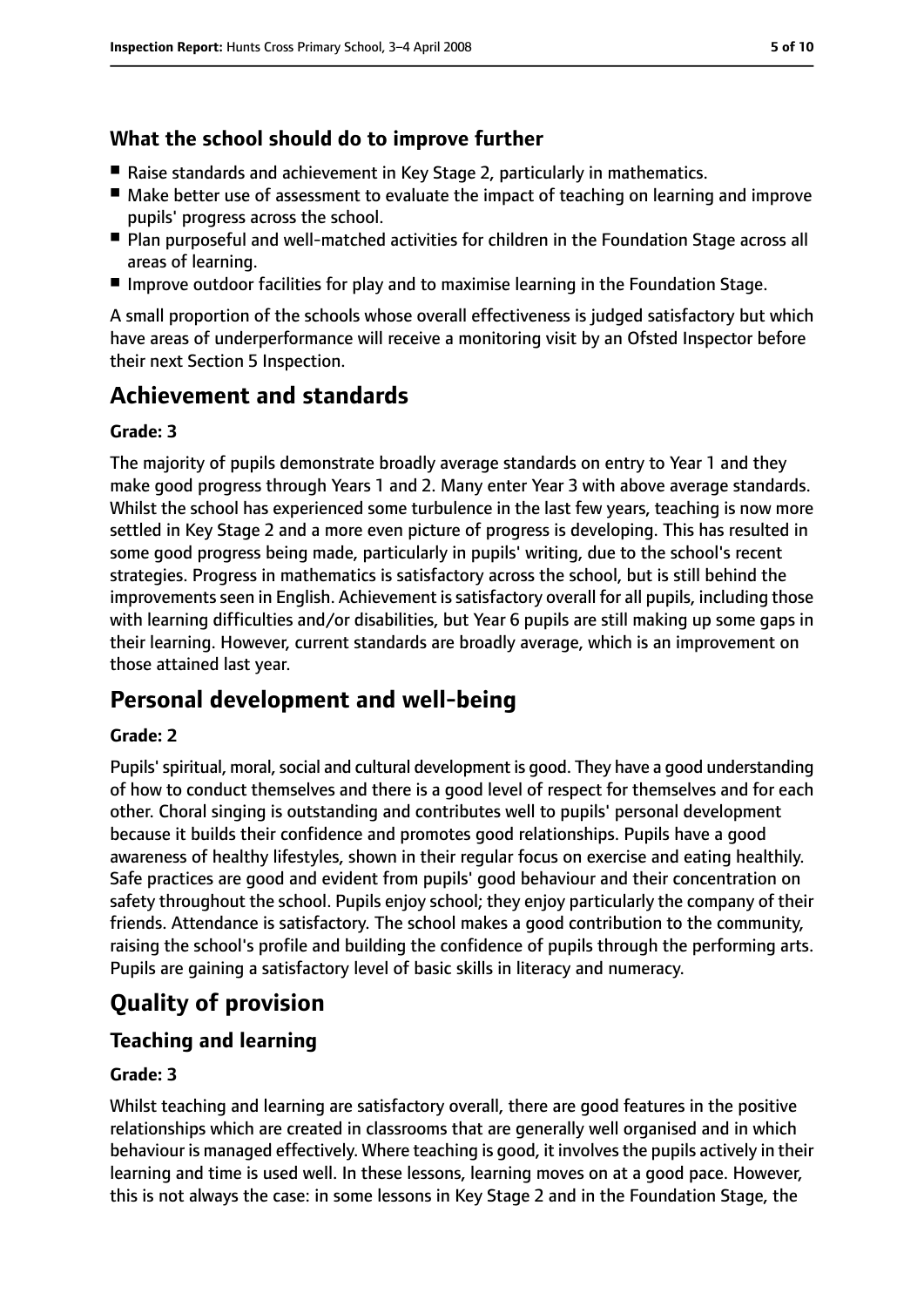### What the school should do to improve further

- Raise standards and achievement in Key Stage 2, particularly in mathematics.
- Make better use of assessment to evaluate the impact of teaching on learning and improve pupils' progress across the school.
- Plan purposeful and well-matched activities for children in the Foundation Stage across all areas of learning.
- Improve outdoor facilities for play and to maximise learning in the Foundation Stage.

A small proportion of the schools whose overall effectiveness is judged satisfactory but which have areas of underperformance will receive a monitoring visit by an Ofsted Inspector before their next Section 5 Inspection.

## Achievement and standards

#### Grade: 3

The majority of pupils demonstrate broadly average standards on entry to Year 1 and they make good progress through Years 1 and 2. Many enter Year 3 with above average standards. Whilst the school has experienced some turbulence in the last few years, teaching is now more settled in Key Stage 2 and a more even picture of progress is developing. This has resulted in some good progress being made, particularly in pupils' writing, due to the school's recent strategies. Progress in mathematics is satisfactory across the school, but is still behind the improvements seen in English. Achievement is satisfactory overall for all pupils, including those with learning difficulties and/or disabilities, but Year 6 pupils are still making up some gaps in their learning. However, current standards are broadly average, which is an improvement on those attained last year.

## Personal development and well-being

#### Grade: 2

Pupils' spiritual, moral, social and cultural development is good. They have a good understanding of how to conduct themselves and there is a good level of respect for themselves and for each other. Choral singing is outstanding and contributes well to pupils' personal development because it builds their confidence and promotes good relationships. Pupils have a good awareness of healthy lifestyles, shown in their regular focus on exercise and eating healthily. Safe practices are good and evident from pupils' good behaviour and their concentration on safety throughout the school. Pupils enjoy school; they enjoy particularly the company of their friends. Attendance is satisfactory. The school makes a good contribution to the community, raising the school's profile and building the confidence of pupils through the performing arts. Pupils are gaining a satisfactory level of basic skills in literacy and numeracy.

## Quality of provision

### Teaching and learning

#### Grade: 3

Whilst teaching and learning are satisfactory overall, there are good features in the positive relationships which are created in classrooms that are generally well organised and in which behaviour is managed effectively. Where teaching is good, it involves the pupils actively in their learning and time is used well. In these lessons, learning moves on at a good pace. However, this is not always the case: in some lessons in Key Stage 2 and in the Foundation Stage, the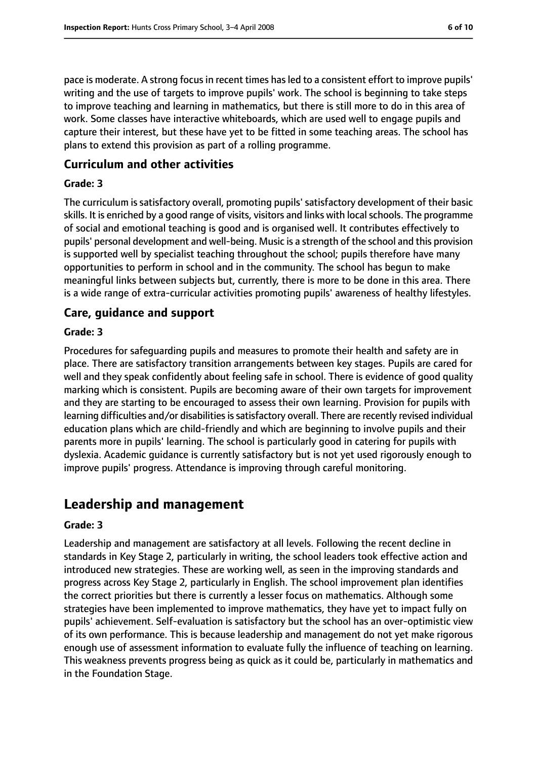pace is moderate. A strong focus in recent times has led to a consistent effort to improve pupils' writing and the use of targets to improve pupils' work. The school is beginning to take steps to improve teaching and learning in mathematics, but there is still more to do in this area of work. Some classes have interactive whiteboards, which are used well to engage pupils and capture their interest, but these have yet to be fitted in some teaching areas. The school has plans to extend this provision as part of a rolling programme.

### Curriculum and other activities

#### Grade: 3

The curriculum is satisfactory overall, promoting pupils' satisfactory development of their basic skills. It is enriched by a good range of visits, visitors and links with local schools. The programme of social and emotional teaching is good and is organised well. It contributes effectively to pupils' personal development and well-being. Music is a strength of the school and this provision is supported well by specialist teaching throughout the school; pupils therefore have many opportunities to perform in school and in the community. The school has begun to make meaningful links between subjects but, currently, there is more to be done in this area. There is a wide range of extra-curricular activities promoting pupils' awareness of healthy lifestyles.

### Care, guidance and support

#### Grade: 3

Procedures for safeguarding pupils and measures to promote their health and safety are in place. There are satisfactory transition arrangements between key stages. Pupils are cared for well and they speak confidently about feeling safe in school. There is evidence of good quality marking which is consistent. Pupils are becoming aware of their own targets for improvement and they are starting to be encouraged to assess their own learning. Provision for pupils with learning difficulties and/or disabilities is satisfactory overall. There are recently revised individual education plans which are child-friendly and which are beginning to involve pupils and their parents more in pupils' learning. The school is particularly good in catering for pupils with dyslexia. Academic guidance is currently satisfactory but is not yet used rigorously enough to improve pupils' progress. Attendance is improving through careful monitoring.

## Leadership and management

#### Grade: 3

Leadership and management are satisfactory at all levels. Following the recent decline in standards in Key Stage 2, particularly in writing, the school leaders took effective action and introduced new strategies. These are working well, as seen in the improving standards and progress across Key Stage 2, particularly in English. The school improvement plan identifies the correct priorities but there is currently a lesser focus on mathematics. Although some strategies have been implemented to improve mathematics, they have yet to impact fully on pupils' achievement. Self-evaluation is satisfactory but the school has an over-optimistic view of its own performance. This is because leadership and management do not yet make rigorous enough use of assessment information to evaluate fully the influence of teaching on learning. This weakness prevents progress being as quick as it could be, particularly in mathematics and in the Foundation Stage.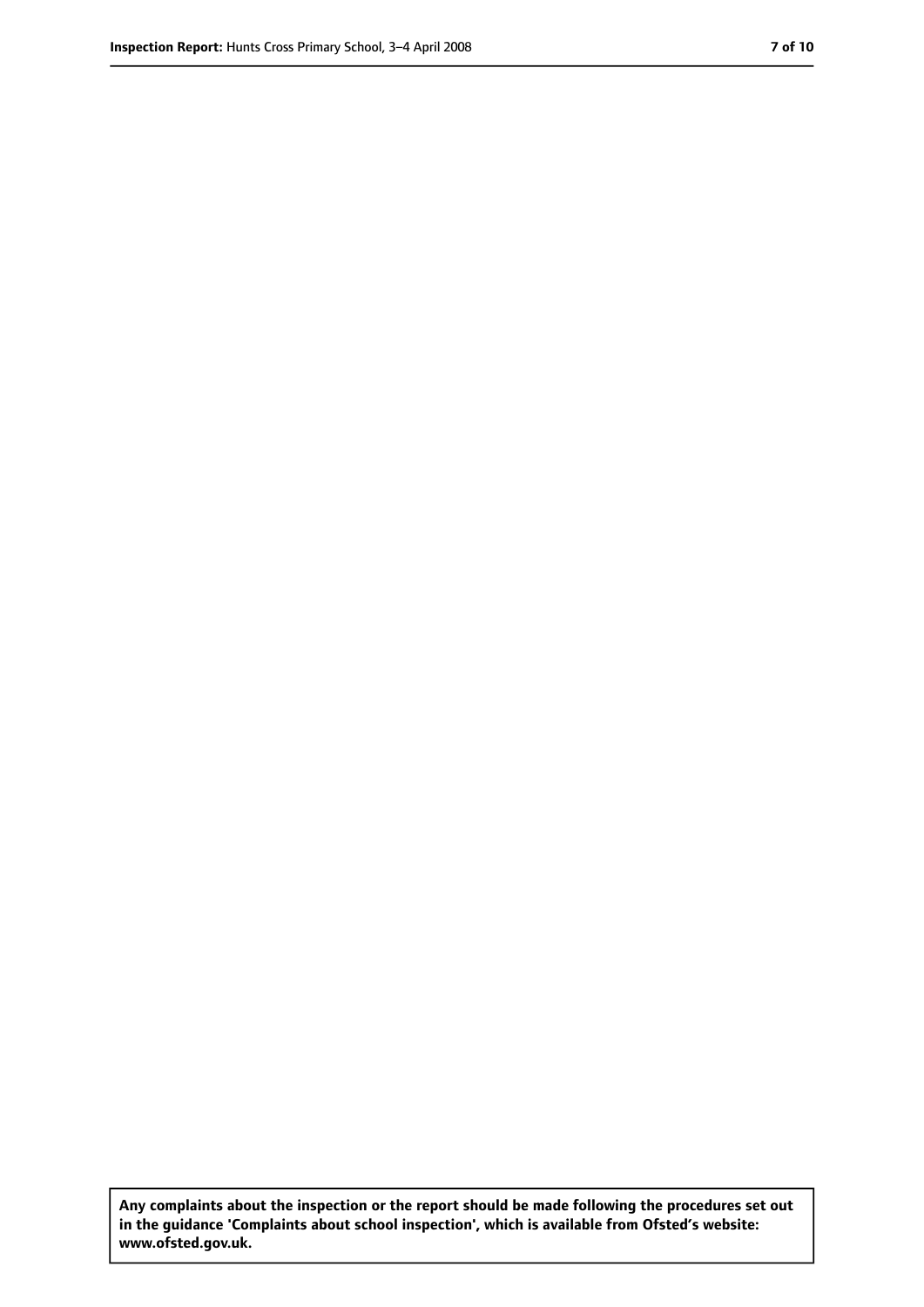**Any complaints about the inspection or the report should be made following the procedures set out in the guidance 'Complaints about school inspection', which is available from Ofsted's website: www.ofsted.gov.uk.**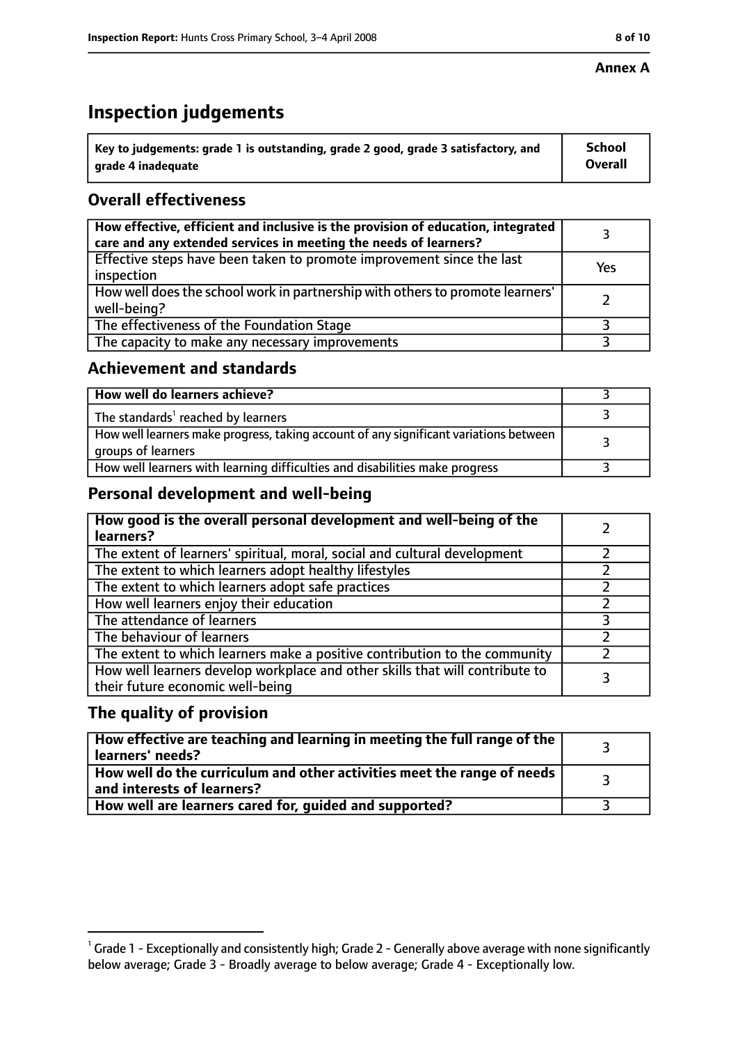**Annex A**

# Inspection judgements

| Key to judgements: grade 1 is outstanding, grade 2 good, grade 3 satisfactory, and grade 4 inadequate | School Overall |
|---|---|

## Overall effectiveness

| | |
|---|---|
| How effective, efficient and inclusive is the provision of education, integrated care and any extended services in meeting the needs of learners? | 3 |
| Effective steps have been taken to promote improvement since the last inspection | Yes |
| How well does the school work in partnership with others to promote learners' well-being? | 2 |
| The effectiveness of the Foundation Stage | 3 |
| The capacity to make any necessary improvements | 3 |

## Achievement and standards

| | |
|---|---|
| How well do learners achieve? | 3 |
| The standards[1] reached by learners | 3 |
| How well learners make progress, taking account of any significant variations between groups of learners | 3 |
| How well learners with learning difficulties and disabilities make progress | 3 |

## Personal development and well-being

| | |
|---|---|
| How good is the overall personal development and well-being of the learners? | 2 |
| The extent of learners' spiritual, moral, social and cultural development | 2 |
| The extent to which learners adopt healthy lifestyles | 2 |
| The extent to which learners adopt safe practices | 2 |
| How well learners enjoy their education | 2 |
| The attendance of learners | 3 |
| The behaviour of learners | 2 |
| The extent to which learners make a positive contribution to the community | 2 |
| How well learners develop workplace and other skills that will contribute to their future economic well-being | 3 |

## The quality of provision

| | |
|---|---|
| How effective are teaching and learning in meeting the full range of the learners' needs? | 3 |
| How well do the curriculum and other activities meet the range of needs and interests of learners? | 3 |
| How well are learners cared for, guided and supported? | 3 |

[1] Grade 1 - Exceptionally and consistently high; Grade 2 - Generally above average with none significantly below average; Grade 3 - Broadly average to below average; Grade 4 - Exceptionally low.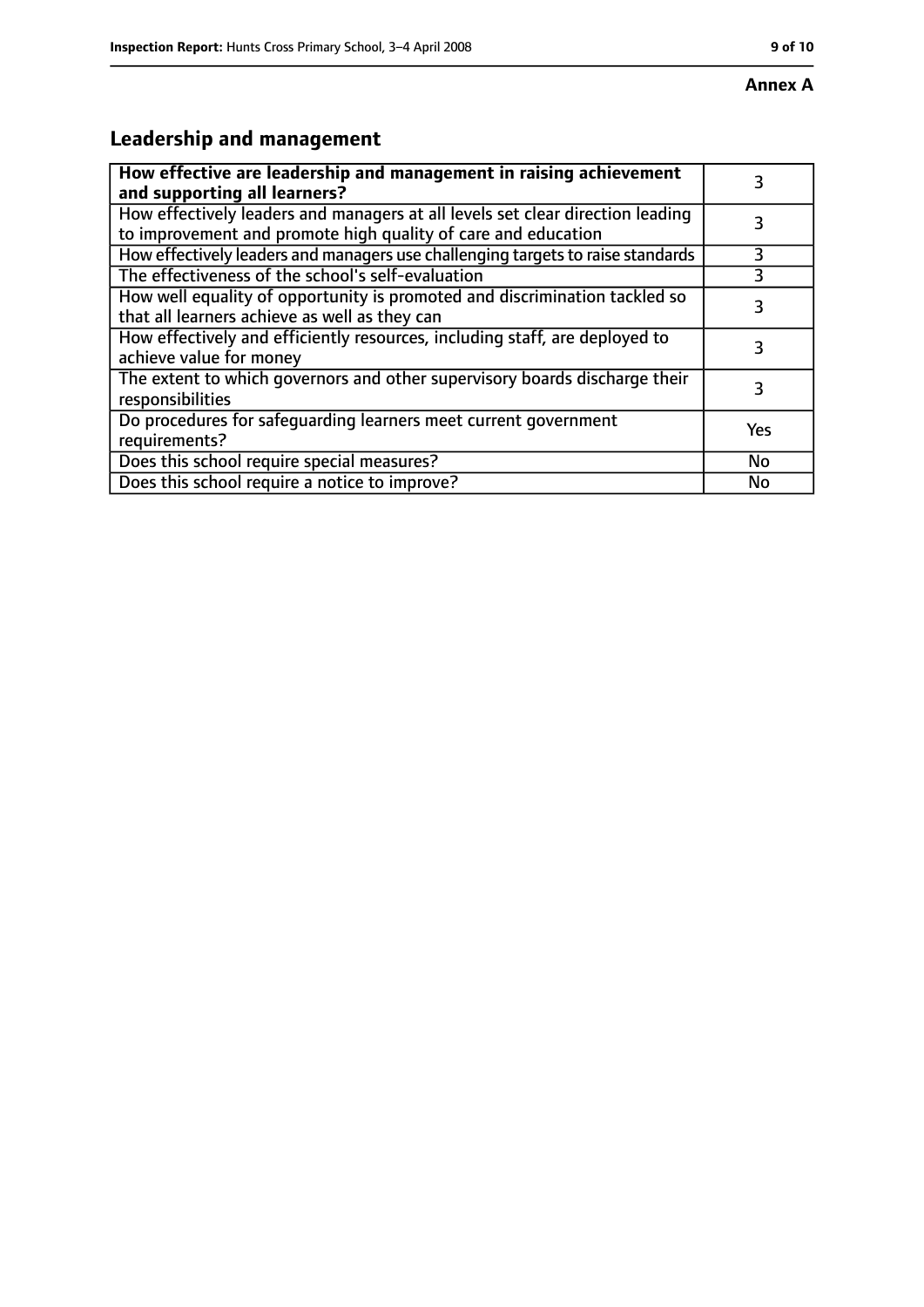**Annex A**

## Leadership and management

| How effective are leadership and management in raising achievement and supporting all learners? | 3 |
|---|---|
| How effectively leaders and managers at all levels set clear direction leading to improvement and promote high quality of care and education | 3 |
| How effectively leaders and managers use challenging targets to raise standards | 3 |
| The effectiveness of the school's self-evaluation | 3 |
| How well equality of opportunity is promoted and discrimination tackled so that all learners achieve as well as they can | 3 |
| How effectively and efficiently resources, including staff, are deployed to achieve value for money | 3 |
| The extent to which governors and other supervisory boards discharge their responsibilities | 3 |
| Do procedures for safeguarding learners meet current government requirements? | Yes |
| Does this school require special measures? | No |
| Does this school require a notice to improve? | No |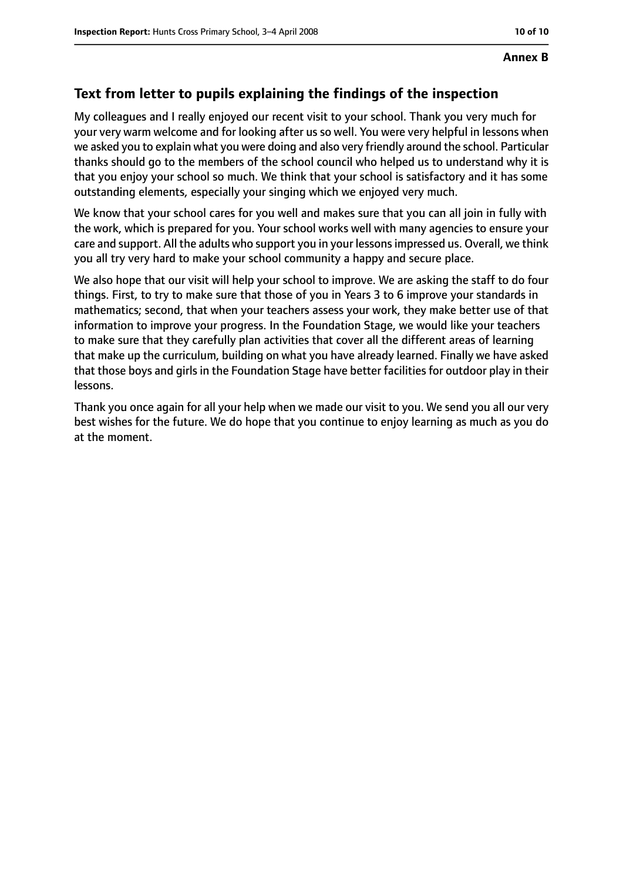**Annex B**

## Text from letter to pupils explaining the findings of the inspection

My colleagues and I really enjoyed our recent visit to your school. Thank you very much for your very warm welcome and for looking after us so well. You were very helpful in lessons when we asked you to explain what you were doing and also very friendly around the school. Particular thanks should go to the members of the school council who helped us to understand why it is that you enjoy your school so much. We think that your school is satisfactory and it has some outstanding elements, especially your singing which we enjoyed very much.

We know that your school cares for you well and makes sure that you can all join in fully with the work, which is prepared for you. Your school works well with many agencies to ensure your care and support. All the adults who support you in your lessons impressed us. Overall, we think you all try very hard to make your school community a happy and secure place.

We also hope that our visit will help your school to improve. We are asking the staff to do four things. First, to try to make sure that those of you in Years 3 to 6 improve your standards in mathematics; second, that when your teachers assess your work, they make better use of that information to improve your progress. In the Foundation Stage, we would like your teachers to make sure that they carefully plan activities that cover all the different areas of learning that make up the curriculum, building on what you have already learned. Finally we have asked that those boys and girls in the Foundation Stage have better facilities for outdoor play in their lessons.

Thank you once again for all your help when we made our visit to you. We send you all our very best wishes for the future. We do hope that you continue to enjoy learning as much as you do at the moment.